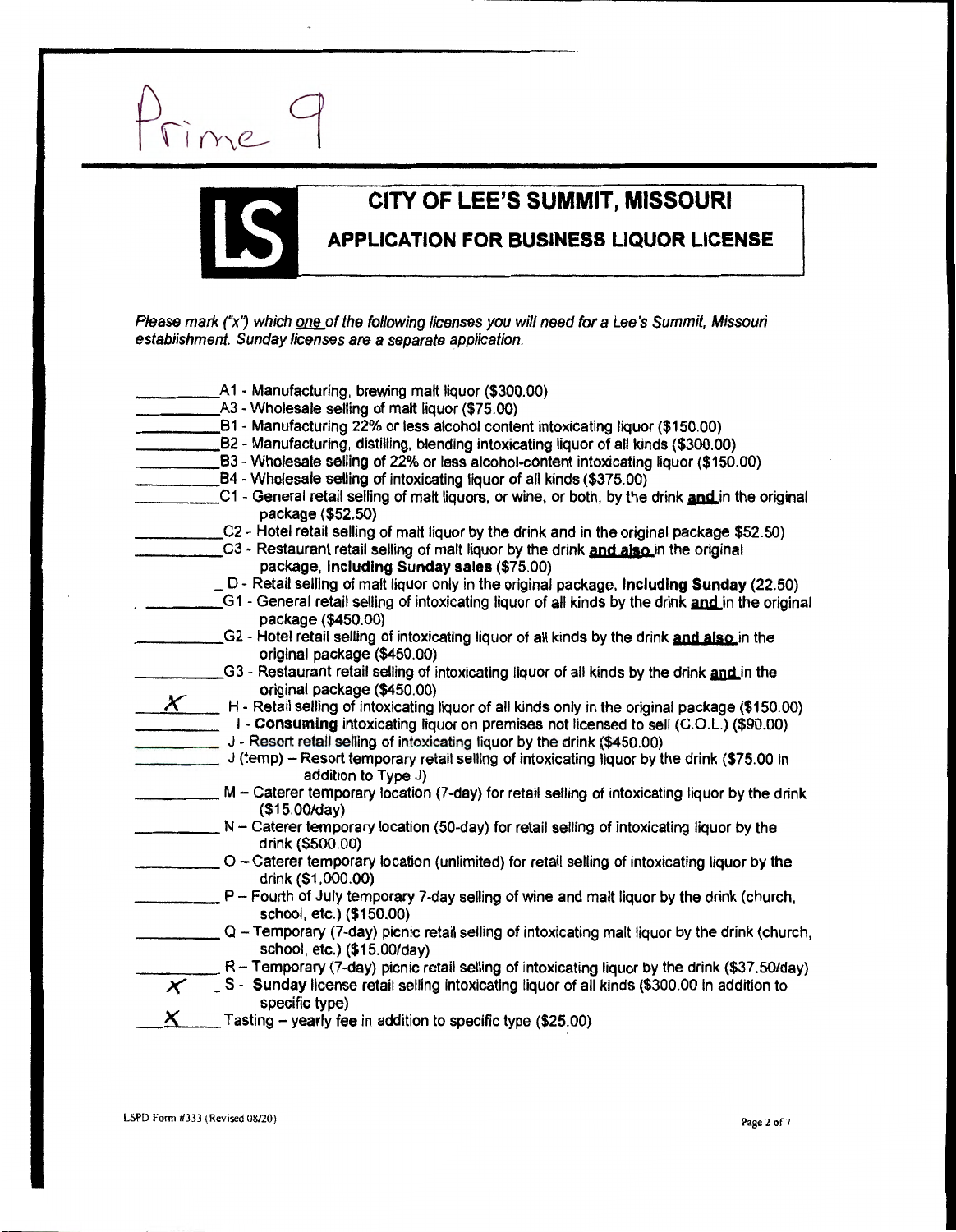Prime 9

# CITY OF LEE'S SUMMIT, MISSOURI

## APPLICATION FOR BUSINESS LIQUOR LICENSE

*Please mark ("x") which one of the following licenses you will need for a Lee's Summit, Missouri establishment. Sunday licenses are a separate application.*

- ________ A1 - Manufacturing, brewing malt liquor ($300.00)
- ________ A3 - Wholesale selling of malt liquor ($75.00)
- ________ B1 - Manufacturing 22% or less alcohol content intoxicating liquor ($150.00)
- ________ B2 - Manufacturing, distilling, blending intoxicating liquor of all kinds ($300.00)
- ________ B3 - Wholesale selling of 22% or less alcohol-content intoxicating liquor ($150.00)
- ________ B4 - Wholesale selling of intoxicating liquor of all kinds ($375.00)
- ________ C1 - General retail selling of malt liquors, or wine, or both, by the drink **and** in the original package ($52.50)
- ________ C2 - Hotel retail selling of malt liquor by the drink and in the original package $52.50)
- ________ C3 - Restaurant retail selling of malt liquor by the drink **and also** in the original package, **including Sunday sales** ($75.00)
- ________ D - Retail selling of malt liquor only in the original package, **including Sunday** (22.50)
- ________ G1 - General retail selling of intoxicating liquor of all kinds by the drink **and** in the original package ($450.00)
- ________ G2 - Hotel retail selling of intoxicating liquor of all kinds by the drink **and also** in the original package ($450.00)
- ________ G3 - Restaurant retail selling of intoxicating liquor of all kinds by the drink **and** in the original package ($450.00)
- ___X___ H - Retail selling of intoxicating liquor of all kinds only in the original package ($150.00)
- ________ I - **Consuming** intoxicating liquor on premises not licensed to sell (C.O.L.) ($90.00)
- ________ J - Resort retail selling of intoxicating liquor by the drink ($450.00)
- ________ J (temp) – Resort temporary retail selling of intoxicating liquor by the drink ($75.00 in addition to Type J)
- ________ M – Caterer temporary location (7-day) for retail selling of intoxicating liquor by the drink ($15.00/day)
- ________ N – Caterer temporary location (50-day) for retail selling of intoxicating liquor by the drink ($500.00)
- ________ O – Caterer temporary location (unlimited) for retail selling of intoxicating liquor by the drink ($1,000.00)
- ________ P – Fourth of July temporary 7-day selling of wine and malt liquor by the drink (church, school, etc.) ($150.00)
- ________ Q – Temporary (7-day) picnic retail selling of intoxicating malt liquor by the drink (church, school, etc.) ($15.00/day)
- ________ R – Temporary (7-day) picnic retail selling of intoxicating liquor by the drink ($37.50/day)
- ___X___ S - **Sunday** license retail selling intoxicating liquor of all kinds ($300.00 in addition to specific type)
- ___X___ Tasting – yearly fee in addition to specific type ($25.00)

LSPD Form #333 (Revised 08/20)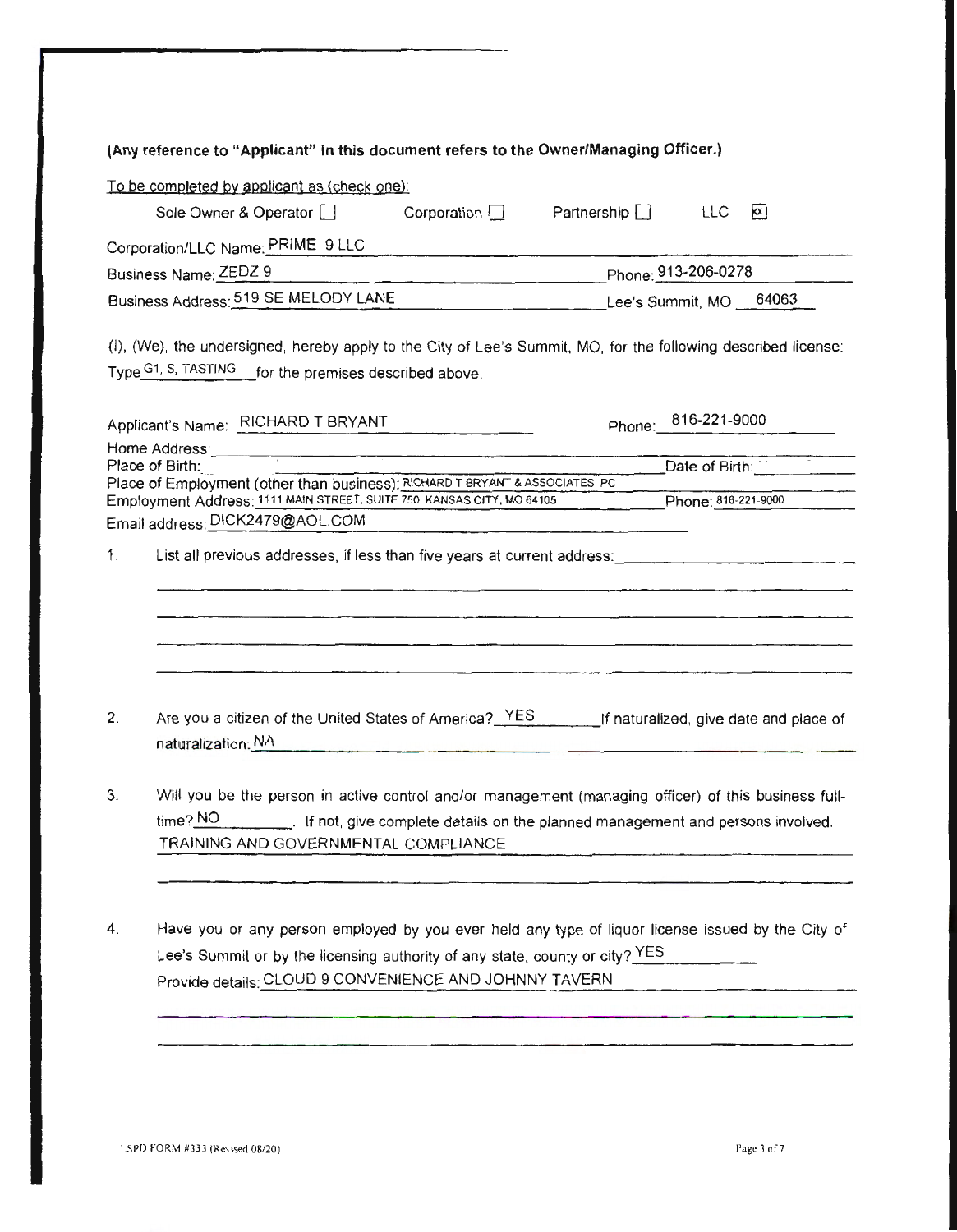**(Any reference to "Applicant" in this document refers to the Owner/Managing Officer.)**

To be completed by applicant as (check one):

Sole Owner & Operator ☐ Corporation ☐ Partnership ☐ LLC ☒

Corporation/LLC Name: PRIME 9 LLC

Business Name: ZEDZ 9 Phone: 913-206-0278

Business Address: 519 SE MELODY LANE Lee's Summit, MO 64063

(I), (We), the undersigned, hereby apply to the City of Lee's Summit, MO, for the following described license: Type G1, S, TASTING for the premises described above.

Applicant's Name: RICHARD T BRYANT Phone: 816-221-9000

Home Address:

Place of Birth: Date of Birth:

Place of Employment (other than business): RICHARD T BRYANT & ASSOCIATES, PC

Employment Address: 1111 MAIN STREET, SUITE 750, KANSAS CITY, MO 64105 Phone: 816-221-9000

Email address: DICK2479@AOL.COM

1. List all previous addresses, if less than five years at current address:

2. Are you a citizen of the United States of America? YES If naturalized, give date and place of naturalization: NA

3. Will you be the person in active control and/or management (managing officer) of this business full-time? NO. If not, give complete details on the planned management and persons involved. TRAINING AND GOVERNMENTAL COMPLIANCE

4. Have you or any person employed by you ever held any type of liquor license issued by the City of Lee's Summit or by the licensing authority of any state, county or city? YES
   Provide details: CLOUD 9 CONVENIENCE AND JOHNNY TAVERN

LSPD FORM #333 (Revised 08/20)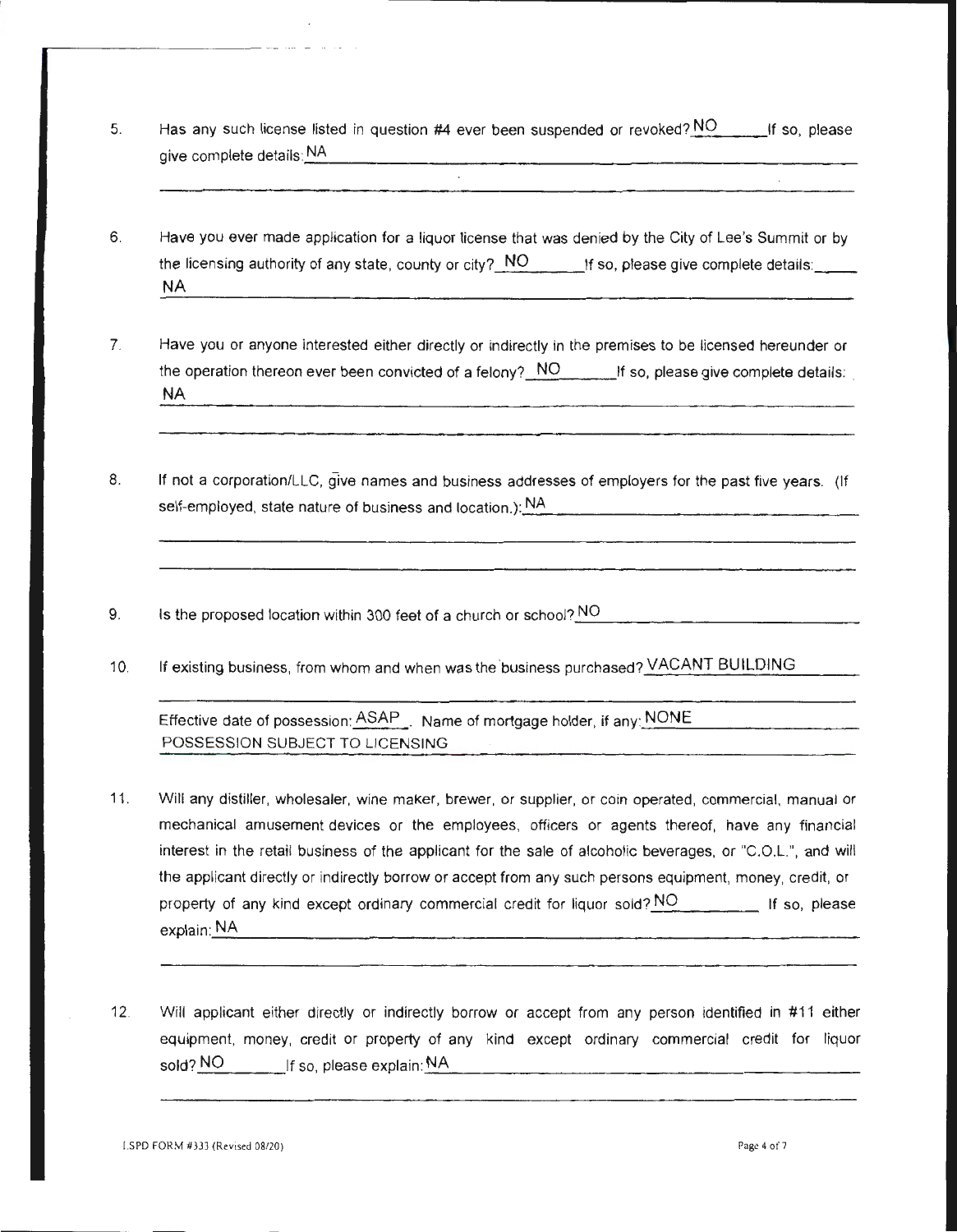5. Has any such license listed in question #4 ever been suspended or revoked? NO If so, please give complete details: NA

6. Have you ever made application for a liquor license that was denied by the City of Lee's Summit or by the licensing authority of any state, county or city? NO If so, please give complete details: NA

7. Have you or anyone interested either directly or indirectly in the premises to be licensed hereunder or the operation thereon ever been convicted of a felony? NO If so, please give complete details: NA

8. If not a corporation/LLC, give names and business addresses of employers for the past five years. (If self-employed, state nature of business and location.): NA

9. Is the proposed location within 300 feet of a church or school? NO

10. If existing business, from whom and when was the business purchased? VACANT BUILDING

    Effective date of possession: ASAP. Name of mortgage holder, if any: NONE
    POSSESSION SUBJECT TO LICENSING

11. Will any distiller, wholesaler, wine maker, brewer, or supplier, or coin operated, commercial, manual or mechanical amusement devices or the employees, officers or agents thereof, have any financial interest in the retail business of the applicant for the sale of alcoholic beverages, or "C.O.L.", and will the applicant directly or indirectly borrow or accept from any such persons equipment, money, credit, or property of any kind except ordinary commercial credit for liquor sold? NO If so, please explain: NA

12. Will applicant either directly or indirectly borrow or accept from any person identified in #11 either equipment, money, credit or property of any kind except ordinary commercial credit for liquor sold? NO If so, please explain: NA

LSPD FORM #333 (Revised 08/20)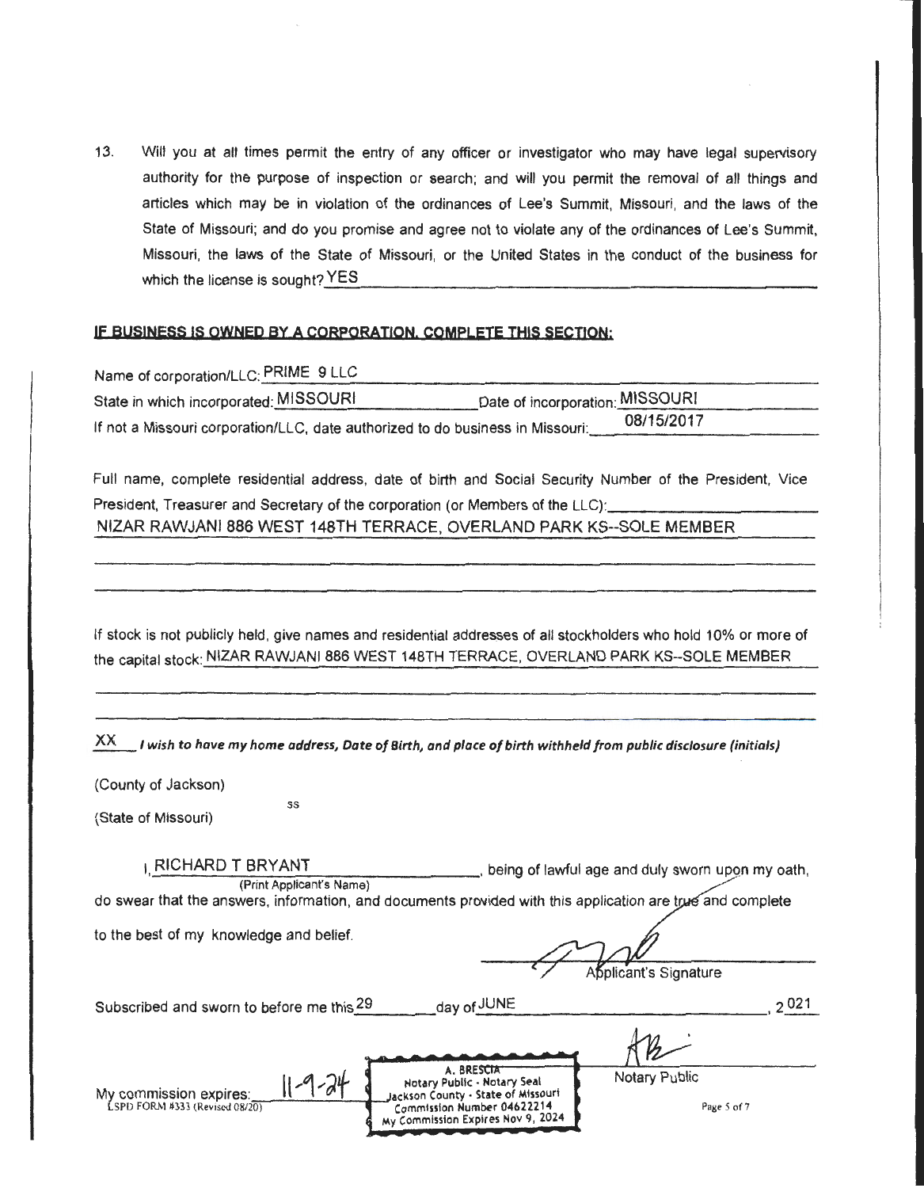13. Will you at all times permit the entry of any officer or investigator who may have legal supervisory authority for the purpose of inspection or search; and will you permit the removal of all things and articles which may be in violation of the ordinances of Lee's Summit, Missouri, and the laws of the State of Missouri; and do you promise and agree not to violate any of the ordinances of Lee's Summit, Missouri, the laws of the State of Missouri, or the United States in the conduct of the business for which the license is sought? YES

**IF BUSINESS IS OWNED BY A CORPORATION, COMPLETE THIS SECTION:**

Name of corporation/LLC: PRIME 9 LLC

State in which incorporated: MISSOURI  Date of incorporation: MISSOURI

If not a Missouri corporation/LLC, date authorized to do business in Missouri: 08/15/2017

Full name, complete residential address, date of birth and Social Security Number of the President, Vice President, Treasurer and Secretary of the corporation (or Members of the LLC):
NIZAR RAWJANI 886 WEST 148TH TERRACE, OVERLAND PARK KS--SOLE MEMBER

If stock is not publicly held, give names and residential addresses of all stockholders who hold 10% or more of the capital stock: NIZAR RAWJANI 886 WEST 148TH TERRACE, OVERLAND PARK KS--SOLE MEMBER

XX ***I wish to have my home address, Date of Birth, and place of birth withheld from public disclosure (initials)***

(County of Jackson)
ss
(State of Missouri)

I, RICHARD T BRYANT (Print Applicant's Name), being of lawful age and duly sworn upon my oath, do swear that the answers, information, and documents provided with this application are true and complete to the best of my knowledge and belief.

[signature]
Applicant's Signature

Subscribed and sworn to before me this 29 day of JUNE, 2021

[signature]
Notary Public

My commission expires: 11-9-24

A. BRESCIA
Notary Public - Notary Seal
Jackson County - State of Missouri
Commission Number 04622214
My Commission Expires Nov 9, 2024

LSPD FORM #333 (Revised 08/20)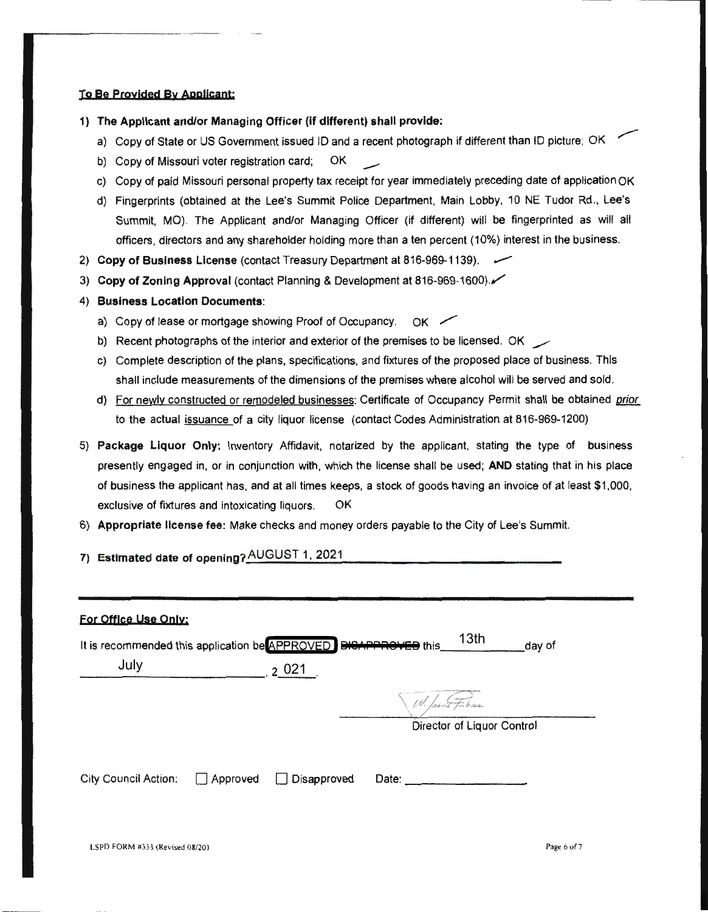### To Be Provided By Applicant:

1) **The Applicant and/or Managing Officer (if different) shall provide:**
   a) Copy of State or US Government issued ID and a recent photograph if different than ID picture; OK
   b) Copy of Missouri voter registration card; OK
   c) Copy of paid Missouri personal property tax receipt for year immediately preceding date of application OK
   d) Fingerprints (obtained at the Lee's Summit Police Department, Main Lobby, 10 NE Tudor Rd., Lee's Summit, MO). The Applicant and/or Managing Officer (if different) will be fingerprinted as will all officers, directors and any shareholder holding more than a ten percent (10%) interest in the business.
2) **Copy of Business License** (contact Treasury Department at 816-969-1139).
3) **Copy of Zoning Approval** (contact Planning & Development at 816-969-1600).
4) **Business Location Documents**:
   a) Copy of lease or mortgage showing Proof of Occupancy. OK
   b) Recent photographs of the interior and exterior of the premises to be licensed. OK
   c) Complete description of the plans, specifications, and fixtures of the proposed place of business. This shall include measurements of the dimensions of the premises where alcohol will be served and sold.
   d) For newly constructed or remodeled businesses: Certificate of Occupancy Permit shall be obtained *prior* to the actual issuance of a city liquor license (contact Codes Administration at 816-969-1200)
5) **Package Liquor Only:** Inventory Affidavit, notarized by the applicant, stating the type of business presently engaged in, or in conjunction with, which the license shall be used; **AND** stating that in his place of business the applicant has, and at all times keeps, a stock of goods having an invoice of at least $1,000, exclusive of fixtures and intoxicating liquors. OK
6) **Appropriate license fee:** Make checks and money orders payable to the City of Lee's Summit.
7) **Estimated date of opening?** AUGUST 1, 2021

---

### For Office Use Only:

It is recommended this application be **APPROVED** ~~DISAPPROVED~~ this 13th day of July, 2021.

[Signature]
Director of Liquor Control

City Council Action: ☐ Approved ☐ Disapproved Date: ____________

LSPD FORM #333 (Revised 08/20)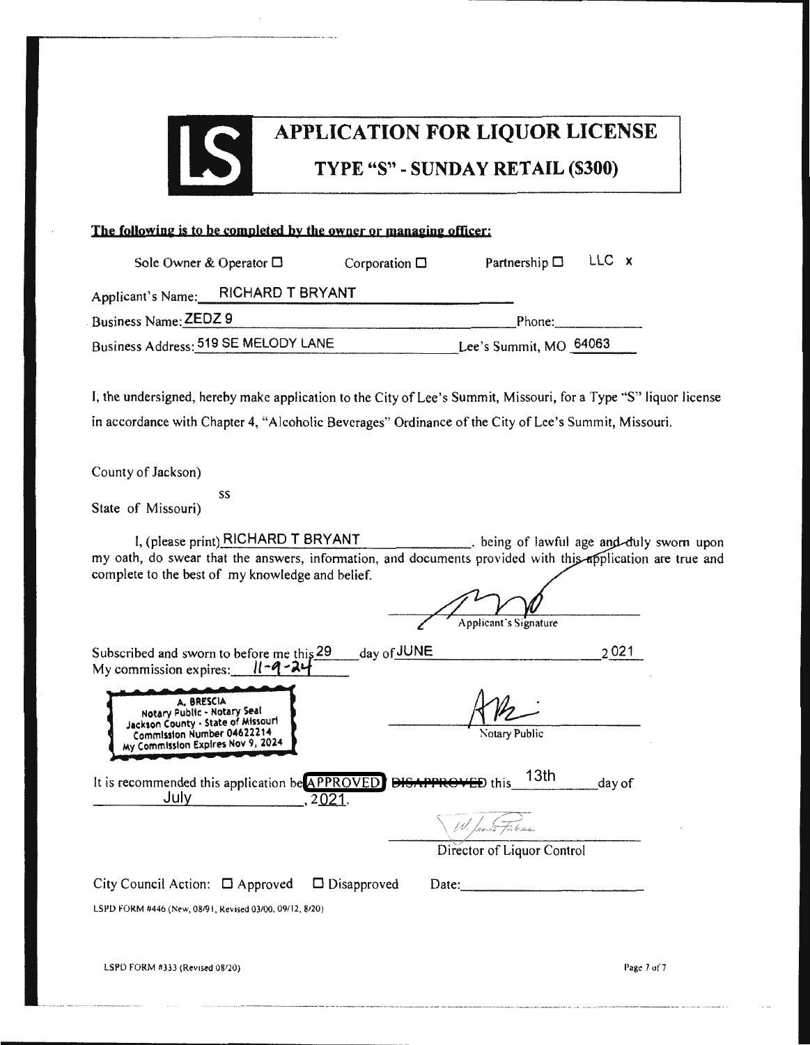# APPLICATION FOR LIQUOR LICENSE

## TYPE "S" - SUNDAY RETAIL ($300)

**The following is to be completed by the owner or managing officer:**

Sole Owner & Operator ☐ Corporation ☐ Partnership ☐ LLC x

Applicant's Name: RICHARD T BRYANT

Business Name: ZEDZ 9 Phone: ____________

Business Address: 519 SE MELODY LANE Lee's Summit, MO 64063

I, the undersigned, hereby make application to the City of Lee's Summit, Missouri, for a Type "S" liquor license in accordance with Chapter 4, "Alcoholic Beverages" Ordinance of the City of Lee's Summit, Missouri.

County of Jackson)

ss

State of Missouri)

I, (please print) RICHARD T BRYANT, being of lawful age and duly sworn upon my oath, do swear that the answers, information, and documents provided with this application are true and complete to the best of my knowledge and belief.

Applicant's Signature

Subscribed and sworn to before me this 29 day of JUNE 2021

My commission expires: 11-9-24

A. BRESCIA
Notary Public - Notary Seal
Jackson County - State of Missouri
Commission Number 04622214
My Commission Expires Nov 9, 2024

Notary Public

It is recommended this application be APPROVED / ~~DISAPPROVED~~ this 13th day of July, 2021.

Director of Liquor Control

City Council Action: ☐ Approved ☐ Disapproved Date: ____________

LSPD FORM #446 (New, 08/91, Revised 03/00, 09/12, 8/20)

LSPD FORM #333 (Revised 08/20)